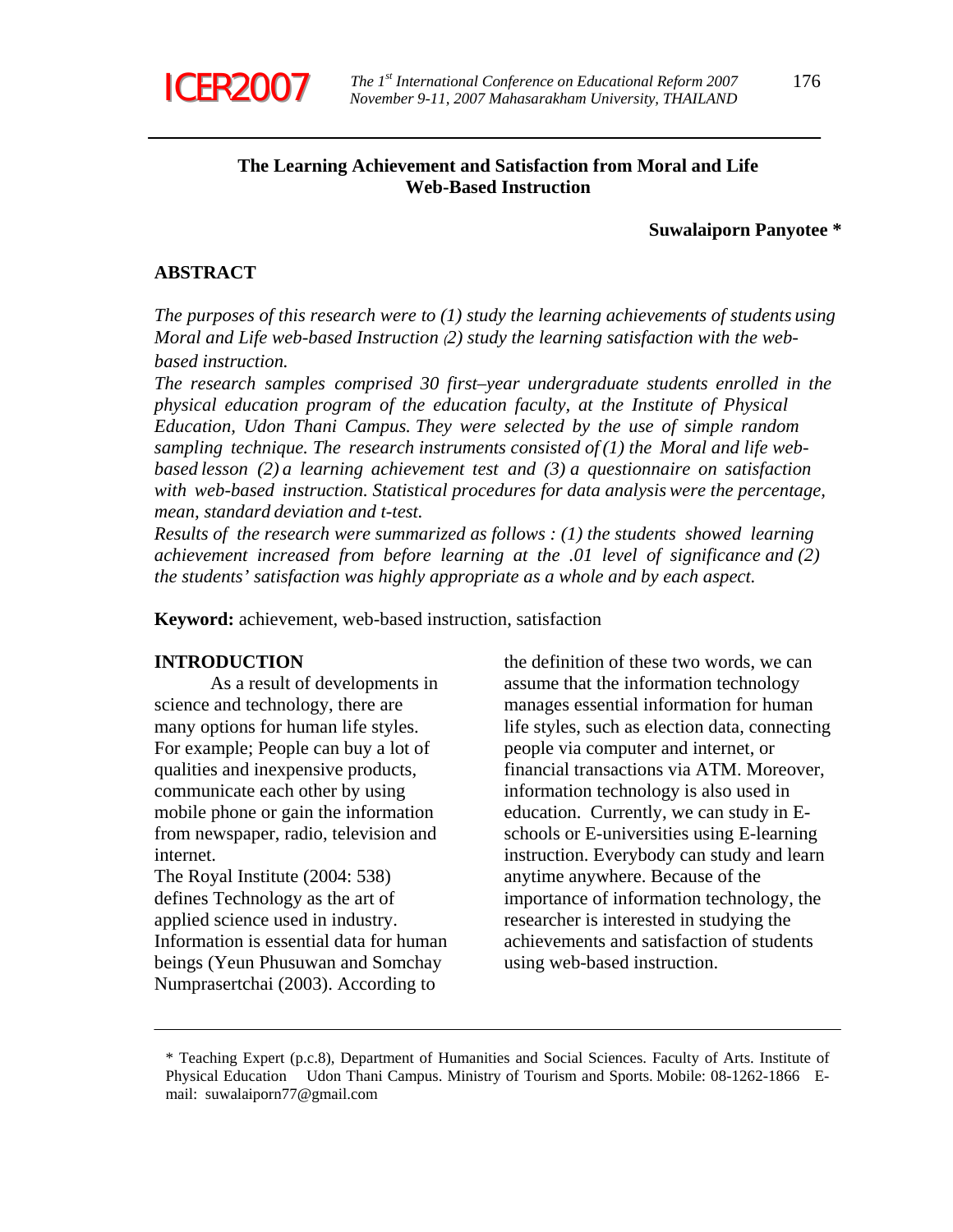# The Learning Achievement and Satisfaction from Moral and Life Web-Based Instruction

**Suwalaiporn Panyotee ***

## ABSTRACT

*The purposes of this research were to (1) study the learning achievements of students using Moral and Life web-based Instruction (2) study the learning satisfaction with the web-based instruction.*

*The research samples comprised 30 first–year undergraduate students enrolled in the physical education program of the education faculty, at the Institute of Physical Education, Udon Thani Campus. They were selected by the use of simple random sampling technique. The research instruments consisted of (1) the Moral and life web-based lesson (2) a learning achievement test and (3) a questionnaire on satisfaction with web-based instruction. Statistical procedures for data analysis were the percentage, mean, standard deviation and t-test.*

*Results of the research were summarized as follows : (1) the students showed learning achievement increased from before learning at the .01 level of significance and (2) the students' satisfaction was highly appropriate as a whole and by each aspect.*

**Keyword:** achievement, web-based instruction, satisfaction

## INTRODUCTION

As a result of developments in science and technology, there are many options for human life styles. For example; People can buy a lot of qualities and inexpensive products, communicate each other by using mobile phone or gain the information from newspaper, radio, television and internet.

The Royal Institute (2004: 538) defines Technology as the art of applied science used in industry. Information is essential data for human beings (Yeun Phusuwan and Somchay Numprasertchai (2003). According to the definition of these two words, we can assume that the information technology manages essential information for human life styles, such as election data, connecting people via computer and internet, or financial transactions via ATM. Moreover, information technology is also used in education. Currently, we can study in E-schools or E-universities using E-learning instruction. Everybody can study and learn anytime anywhere. Because of the importance of information technology, the researcher is interested in studying the achievements and satisfaction of students using web-based instruction.

---

* Teaching Expert (p.c.8), Department of Humanities and Social Sciences. Faculty of Arts. Institute of Physical Education Udon Thani Campus. Ministry of Tourism and Sports. Mobile: 08-1262-1866 E-mail: suwalaiporn77@gmail.com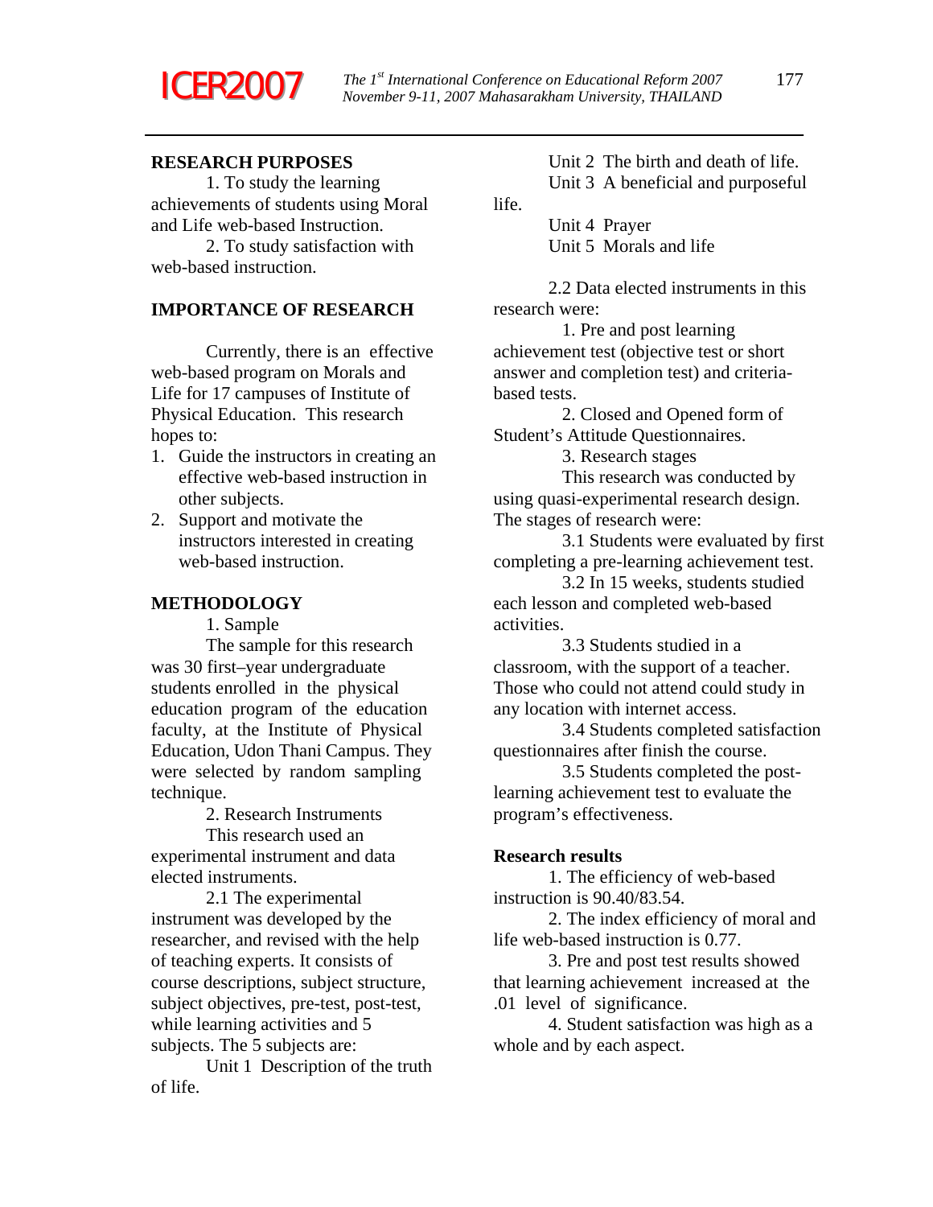## RESEARCH PURPOSES

1. To study the learning achievements of students using Moral and Life web-based Instruction.

2. To study satisfaction with web-based instruction.

## IMPORTANCE OF RESEARCH

Currently, there is an effective web-based program on Morals and Life for 17 campuses of Institute of Physical Education. This research hopes to:

1. Guide the instructors in creating an effective web-based instruction in other subjects.
2. Support and motivate the instructors interested in creating web-based instruction.

## METHODOLOGY

1. Sample

The sample for this research was 30 first–year undergraduate students enrolled in the physical education program of the education faculty, at the Institute of Physical Education, Udon Thani Campus. They were selected by random sampling technique.

2. Research Instruments

This research used an experimental instrument and data elected instruments.

2.1 The experimental instrument was developed by the researcher, and revised with the help of teaching experts. It consists of course descriptions, subject structure, subject objectives, pre-test, post-test, while learning activities and 5 subjects. The 5 subjects are:

Unit 1 Description of the truth of life.

Unit 2 The birth and death of life.

Unit 3 A beneficial and purposeful life.

Unit 4 Prayer

Unit 5 Morals and life

2.2 Data elected instruments in this research were:

1. Pre and post learning achievement test (objective test or short answer and completion test) and criteria-based tests.

2. Closed and Opened form of Student's Attitude Questionnaires.

3. Research stages

This research was conducted by using quasi-experimental research design. The stages of research were:

3.1 Students were evaluated by first completing a pre-learning achievement test.

3.2 In 15 weeks, students studied each lesson and completed web-based activities.

3.3 Students studied in a classroom, with the support of a teacher. Those who could not attend could study in any location with internet access.

3.4 Students completed satisfaction questionnaires after finish the course.

3.5 Students completed the post-learning achievement test to evaluate the program's effectiveness.

### Research results

1. The efficiency of web-based instruction is 90.40/83.54.

2. The index efficiency of moral and life web-based instruction is 0.77.

3. Pre and post test results showed that learning achievement increased at the .01 level of significance.

4. Student satisfaction was high as a whole and by each aspect.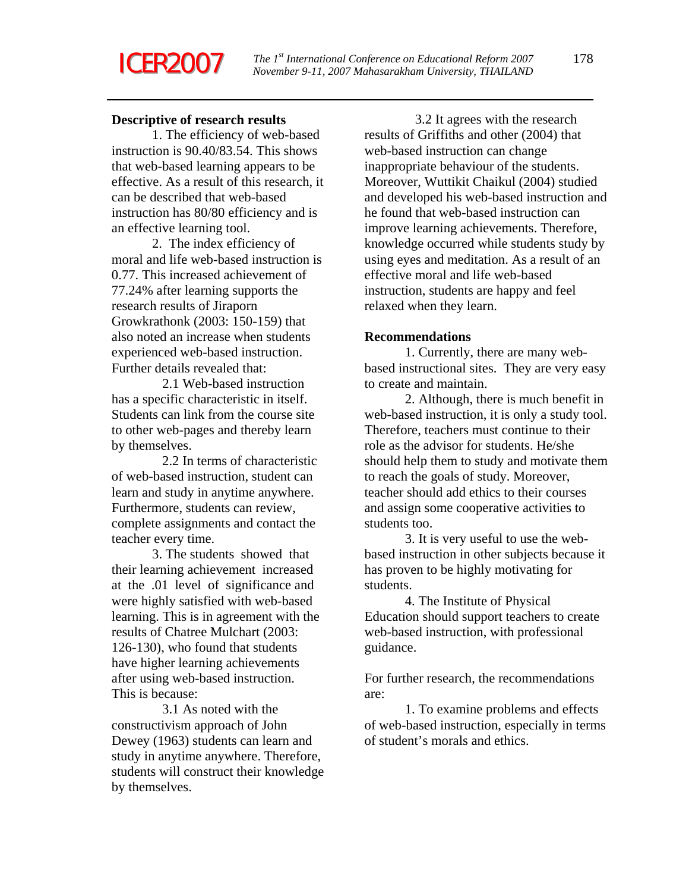**Descriptive of research results**

1. The efficiency of web-based instruction is 90.40/83.54. This shows that web-based learning appears to be effective. As a result of this research, it can be described that web-based instruction has 80/80 efficiency and is an effective learning tool.

2. The index efficiency of moral and life web-based instruction is 0.77. This increased achievement of 77.24% after learning supports the research results of Jiraporn Growkrathonk (2003: 150-159) that also noted an increase when students experienced web-based instruction. Further details revealed that:

2.1 Web-based instruction has a specific characteristic in itself. Students can link from the course site to other web-pages and thereby learn by themselves.

2.2 In terms of characteristic of web-based instruction, student can learn and study in anytime anywhere. Furthermore, students can review, complete assignments and contact the teacher every time.

3. The students showed that their learning achievement increased at the .01 level of significance and were highly satisfied with web-based learning. This is in agreement with the results of Chatree Mulchart (2003: 126-130), who found that students have higher learning achievements after using web-based instruction. This is because:

3.1 As noted with the constructivism approach of John Dewey (1963) students can learn and study in anytime anywhere. Therefore, students will construct their knowledge by themselves.

3.2 It agrees with the research results of Griffiths and other (2004) that web-based instruction can change inappropriate behaviour of the students. Moreover, Wuttikit Chaikul (2004) studied and developed his web-based instruction and he found that web-based instruction can improve learning achievements. Therefore, knowledge occurred while students study by using eyes and meditation. As a result of an effective moral and life web-based instruction, students are happy and feel relaxed when they learn.

**Recommendations**

1. Currently, there are many web-based instructional sites. They are very easy to create and maintain.

2. Although, there is much benefit in web-based instruction, it is only a study tool. Therefore, teachers must continue to their role as the advisor for students. He/she should help them to study and motivate them to reach the goals of study. Moreover, teacher should add ethics to their courses and assign some cooperative activities to students too.

3. It is very useful to use the web-based instruction in other subjects because it has proven to be highly motivating for students.

4. The Institute of Physical Education should support teachers to create web-based instruction, with professional guidance.

For further research, the recommendations are:

1. To examine problems and effects of web-based instruction, especially in terms of student's morals and ethics.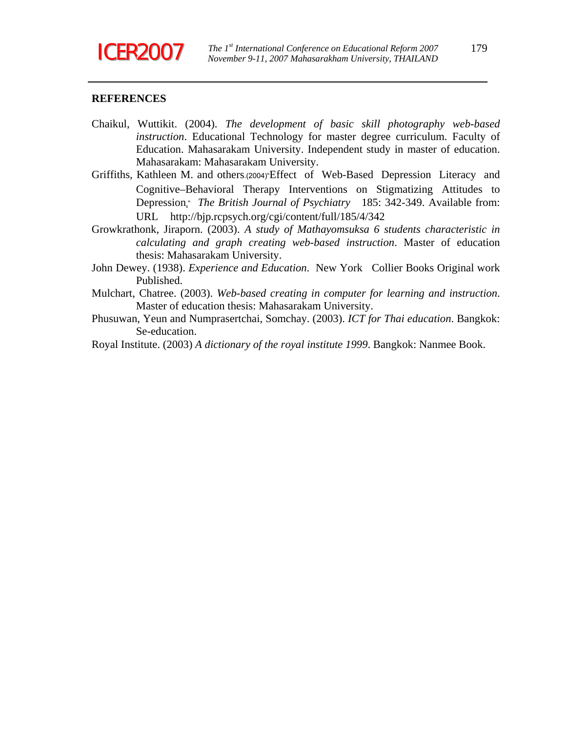## REFERENCES

Chaikul, Wuttikit. (2004). *The development of basic skill photography web-based instruction*. Educational Technology for master degree curriculum. Faculty of Education. Mahasarakam University. Independent study in master of education. Mahasarakam: Mahasarakam University.

Griffiths, Kathleen M. and others.(2004)"Effect of Web-Based Depression Literacy and Cognitive–Behavioral Therapy Interventions on Stigmatizing Attitudes to Depression," *The British Journal of Psychiatry* 185: 342-349. Available from: URL http://bjp.rcpsych.org/cgi/content/full/185/4/342

Growkrathonk, Jiraporn. (2003). *A study of Mathayomsuksa 6 students characteristic in calculating and graph creating web-based instruction*. Master of education thesis: Mahasarakam University.

John Dewey. (1938). *Experience and Education.* New York Collier Books Original work Published.

Mulchart, Chatree. (2003). *Web-based creating in computer for learning and instruction*. Master of education thesis: Mahasarakam University.

Phusuwan, Yeun and Numprasertchai, Somchay. (2003). *ICT for Thai education*. Bangkok: Se-education.

Royal Institute. (2003) *A dictionary of the royal institute 1999*. Bangkok: Nanmee Book.